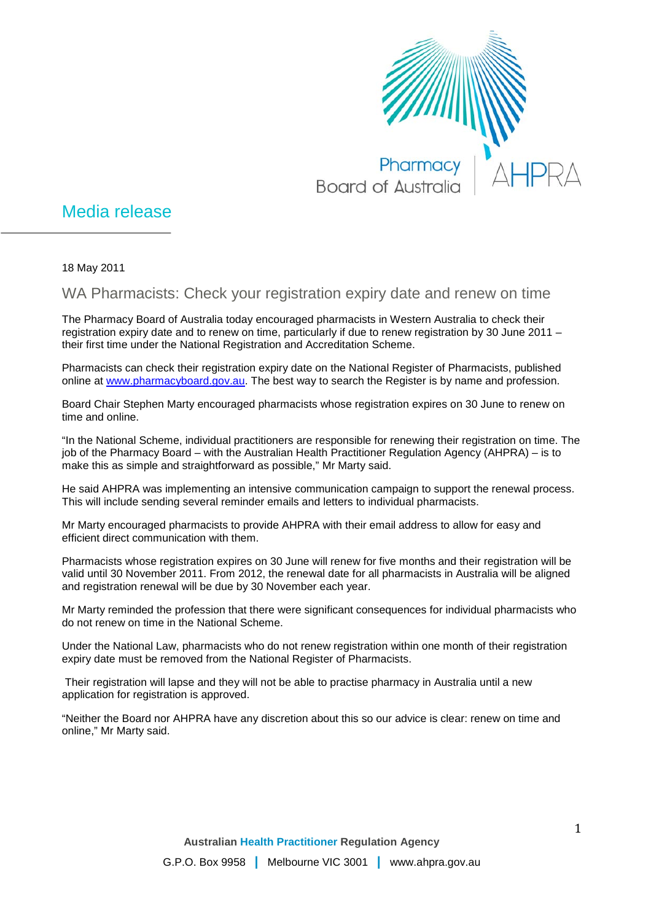Pharmacy Board of Australia | AHPRA

# Media release

18 May 2011

## WA Pharmacists: Check your registration expiry date and renew on time

The Pharmacy Board of Australia today encouraged pharmacists in Western Australia to check their registration expiry date and to renew on time, particularly if due to renew registration by 30 June 2011 – their first time under the National Registration and Accreditation Scheme.

Pharmacists can check their registration expiry date on the National Register of Pharmacists, published online at www.pharmacyboard.gov.au. The best way to search the Register is by name and profession.

Board Chair Stephen Marty encouraged pharmacists whose registration expires on 30 June to renew on time and online.

"In the National Scheme, individual practitioners are responsible for renewing their registration on time. The job of the Pharmacy Board – with the Australian Health Practitioner Regulation Agency (AHPRA) – is to make this as simple and straightforward as possible," Mr Marty said.

He said AHPRA was implementing an intensive communication campaign to support the renewal process. This will include sending several reminder emails and letters to individual pharmacists.

Mr Marty encouraged pharmacists to provide AHPRA with their email address to allow for easy and efficient direct communication with them.

Pharmacists whose registration expires on 30 June will renew for five months and their registration will be valid until 30 November 2011. From 2012, the renewal date for all pharmacists in Australia will be aligned and registration renewal will be due by 30 November each year.

Mr Marty reminded the profession that there were significant consequences for individual pharmacists who do not renew on time in the National Scheme.

Under the National Law, pharmacists who do not renew registration within one month of their registration expiry date must be removed from the National Register of Pharmacists.

Their registration will lapse and they will not be able to practise pharmacy in Australia until a new application for registration is approved.

"Neither the Board nor AHPRA have any discretion about this so our advice is clear: renew on time and online," Mr Marty said.

**Australian Health Practitioner Regulation Agency**

G.P.O. Box 9958 | Melbourne VIC 3001 | www.ahpra.gov.au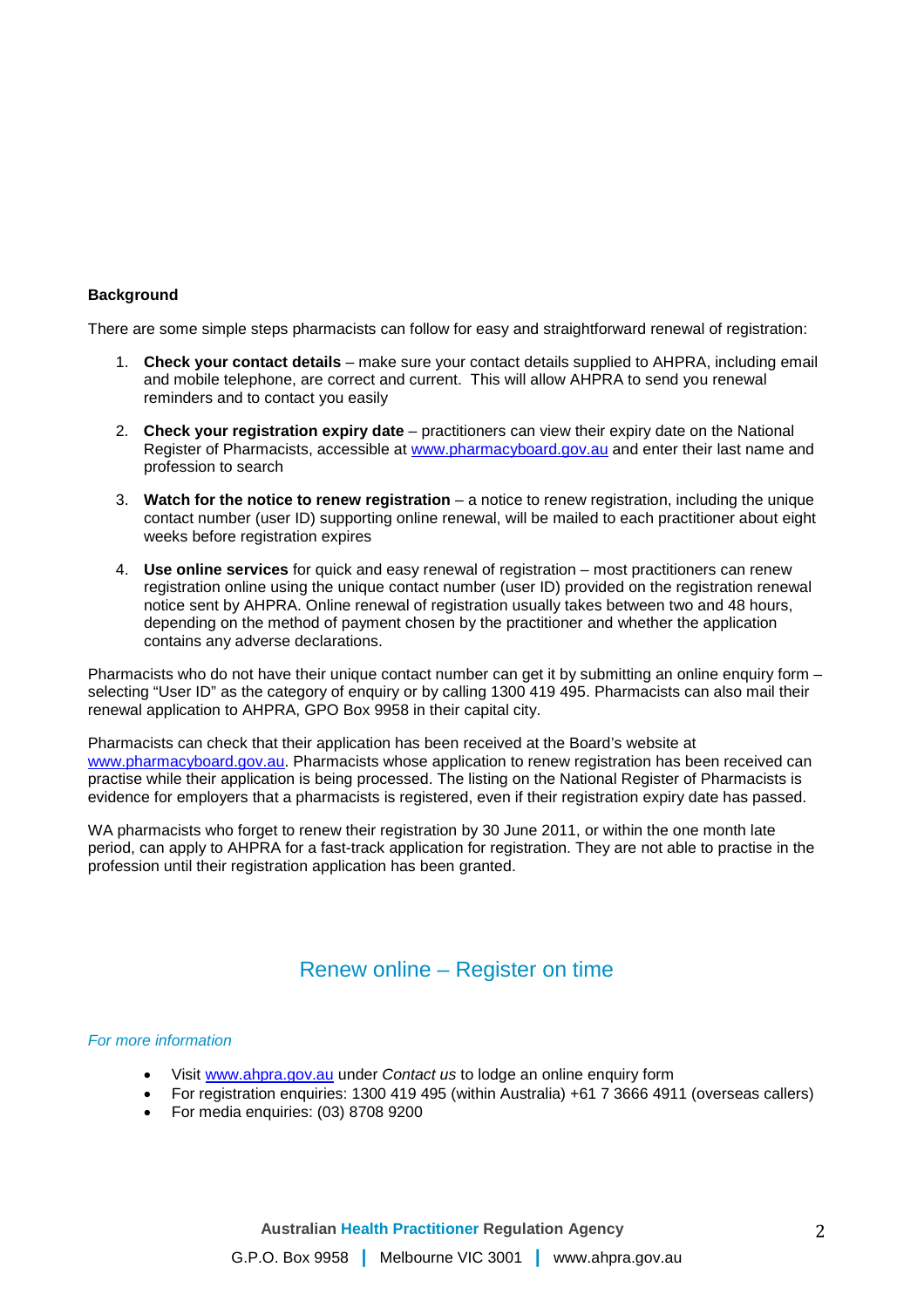**Background**

There are some simple steps pharmacists can follow for easy and straightforward renewal of registration:

1. **Check your contact details** – make sure your contact details supplied to AHPRA, including email and mobile telephone, are correct and current. This will allow AHPRA to send you renewal reminders and to contact you easily

2. **Check your registration expiry date** – practitioners can view their expiry date on the National Register of Pharmacists, accessible at www.pharmacyboard.gov.au and enter their last name and profession to search

3. **Watch for the notice to renew registration** – a notice to renew registration, including the unique contact number (user ID) supporting online renewal, will be mailed to each practitioner about eight weeks before registration expires

4. **Use online services** for quick and easy renewal of registration – most practitioners can renew registration online using the unique contact number (user ID) provided on the registration renewal notice sent by AHPRA. Online renewal of registration usually takes between two and 48 hours, depending on the method of payment chosen by the practitioner and whether the application contains any adverse declarations.

Pharmacists who do not have their unique contact number can get it by submitting an online enquiry form – selecting "User ID" as the category of enquiry or by calling 1300 419 495. Pharmacists can also mail their renewal application to AHPRA, GPO Box 9958 in their capital city.

Pharmacists can check that their application has been received at the Board's website at www.pharmacyboard.gov.au. Pharmacists whose application to renew registration has been received can practise while their application is being processed. The listing on the National Register of Pharmacists is evidence for employers that a pharmacists is registered, even if their registration expiry date has passed.

WA pharmacists who forget to renew their registration by 30 June 2011, or within the one month late period, can apply to AHPRA for a fast-track application for registration. They are not able to practise in the profession until their registration application has been granted.

## Renew online – Register on time

*For more information*

- Visit www.ahpra.gov.au under *Contact us* to lodge an online enquiry form
- For registration enquiries: 1300 419 495 (within Australia) +61 7 3666 4911 (overseas callers)
- For media enquiries: (03) 8708 9200